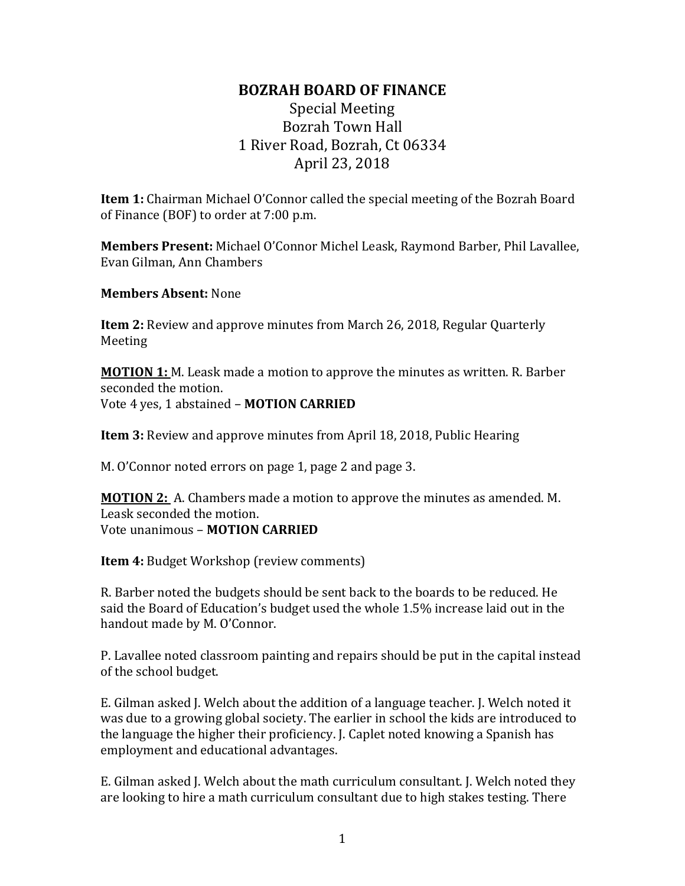# BOZRAH BOARD OF FINANCE

Special Meeting
Bozrah Town Hall
1 River Road, Bozrah, Ct 06334
April 23, 2018

**Item 1:** Chairman Michael O'Connor called the special meeting of the Bozrah Board of Finance (BOF) to order at 7:00 p.m.

**Members Present:** Michael O'Connor Michel Leask, Raymond Barber, Phil Lavallee, Evan Gilman, Ann Chambers

**Members Absent:** None

**Item 2:** Review and approve minutes from March 26, 2018, Regular Quarterly Meeting

**MOTION 1:** M. Leask made a motion to approve the minutes as written. R. Barber seconded the motion.
Vote 4 yes, 1 abstained – **MOTION CARRIED**

**Item 3:** Review and approve minutes from April 18, 2018, Public Hearing

M. O'Connor noted errors on page 1, page 2 and page 3.

**MOTION 2:** A. Chambers made a motion to approve the minutes as amended. M. Leask seconded the motion.
Vote unanimous – **MOTION CARRIED**

**Item 4:** Budget Workshop (review comments)

R. Barber noted the budgets should be sent back to the boards to be reduced. He said the Board of Education's budget used the whole 1.5% increase laid out in the handout made by M. O'Connor.

P. Lavallee noted classroom painting and repairs should be put in the capital instead of the school budget.

E. Gilman asked J. Welch about the addition of a language teacher. J. Welch noted it was due to a growing global society. The earlier in school the kids are introduced to the language the higher their proficiency. J. Caplet noted knowing a Spanish has employment and educational advantages.

E. Gilman asked J. Welch about the math curriculum consultant. J. Welch noted they are looking to hire a math curriculum consultant due to high stakes testing. There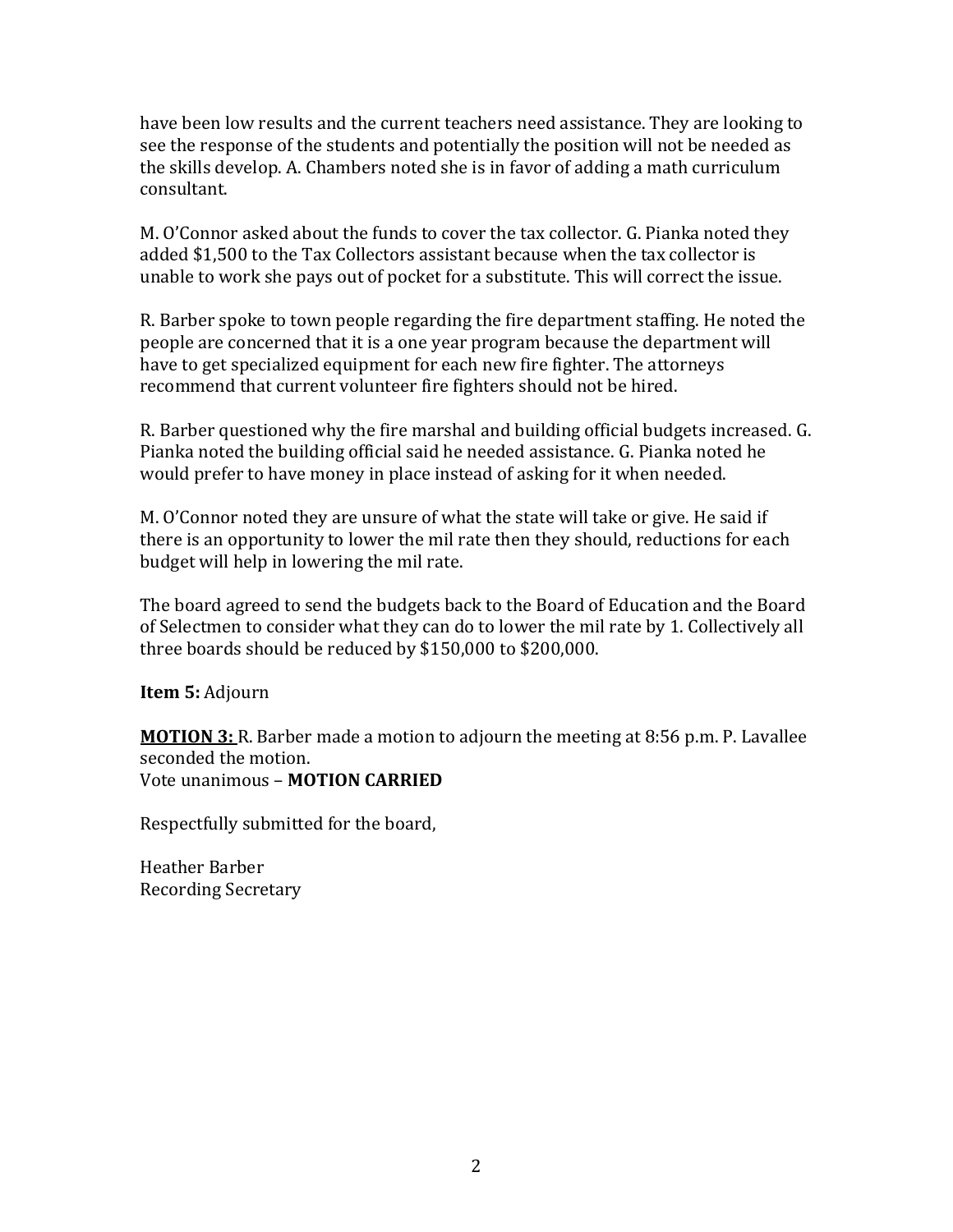have been low results and the current teachers need assistance. They are looking to see the response of the students and potentially the position will not be needed as the skills develop. A. Chambers noted she is in favor of adding a math curriculum consultant.

M. O'Connor asked about the funds to cover the tax collector. G. Pianka noted they added $1,500 to the Tax Collectors assistant because when the tax collector is unable to work she pays out of pocket for a substitute. This will correct the issue.

R. Barber spoke to town people regarding the fire department staffing. He noted the people are concerned that it is a one year program because the department will have to get specialized equipment for each new fire fighter. The attorneys recommend that current volunteer fire fighters should not be hired.

R. Barber questioned why the fire marshal and building official budgets increased. G. Pianka noted the building official said he needed assistance. G. Pianka noted he would prefer to have money in place instead of asking for it when needed.

M. O'Connor noted they are unsure of what the state will take or give. He said if there is an opportunity to lower the mil rate then they should, reductions for each budget will help in lowering the mil rate.

The board agreed to send the budgets back to the Board of Education and the Board of Selectmen to consider what they can do to lower the mil rate by 1. Collectively all three boards should be reduced by $150,000 to $200,000.

**Item 5:** Adjourn

**<u>MOTION 3:</u>** R. Barber made a motion to adjourn the meeting at 8:56 p.m. P. Lavallee seconded the motion.
Vote unanimous – **MOTION CARRIED**

Respectfully submitted for the board,

Heather Barber
Recording Secretary